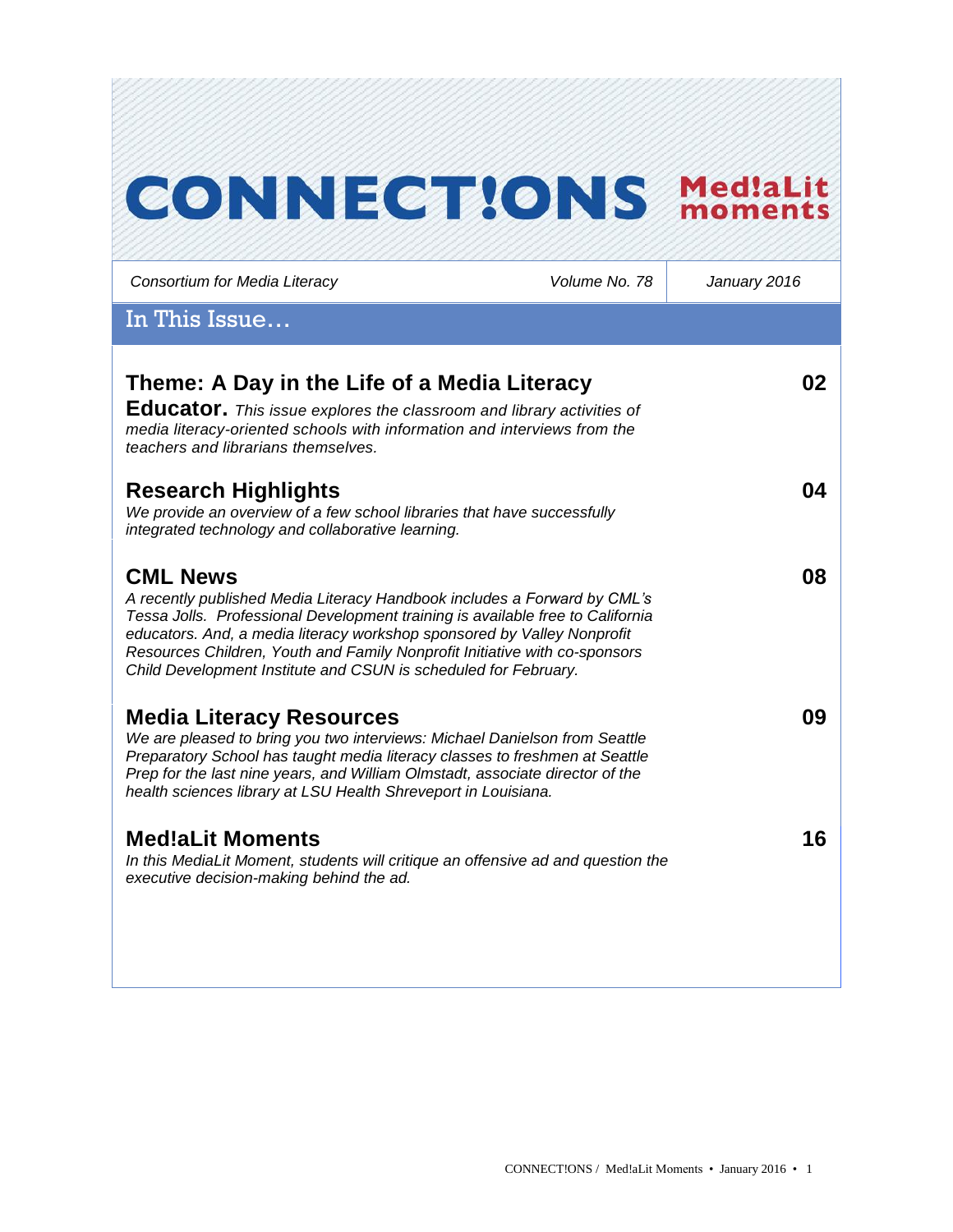# CONNECT!ONS Med!aLit moments

*Consortium for Media Literacy* | *Volume No. 78* | *January 2016*

## In This Issue…

### Theme: A Day in the Life of a Media Literacy Educator. — 02

*This issue explores the classroom and library activities of media literacy-oriented schools with information and interviews from the teachers and librarians themselves.*

### Research Highlights — 04

*We provide an overview of a few school libraries that have successfully integrated technology and collaborative learning.*

### CML News — 08

*A recently published Media Literacy Handbook includes a Forward by CML's Tessa Jolls. Professional Development training is available free to California educators. And, a media literacy workshop sponsored by Valley Nonprofit Resources Children, Youth and Family Nonprofit Initiative with co-sponsors Child Development Institute and CSUN is scheduled for February.*

### Media Literacy Resources — 09

*We are pleased to bring you two interviews: Michael Danielson from Seattle Preparatory School has taught media literacy classes to freshmen at Seattle Prep for the last nine years, and William Olmstadt, associate director of the health sciences library at LSU Health Shreveport in Louisiana.*

### Med!aLit Moments — 16

*In this MediaLit Moment, students will critique an offensive ad and question the executive decision-making behind the ad.*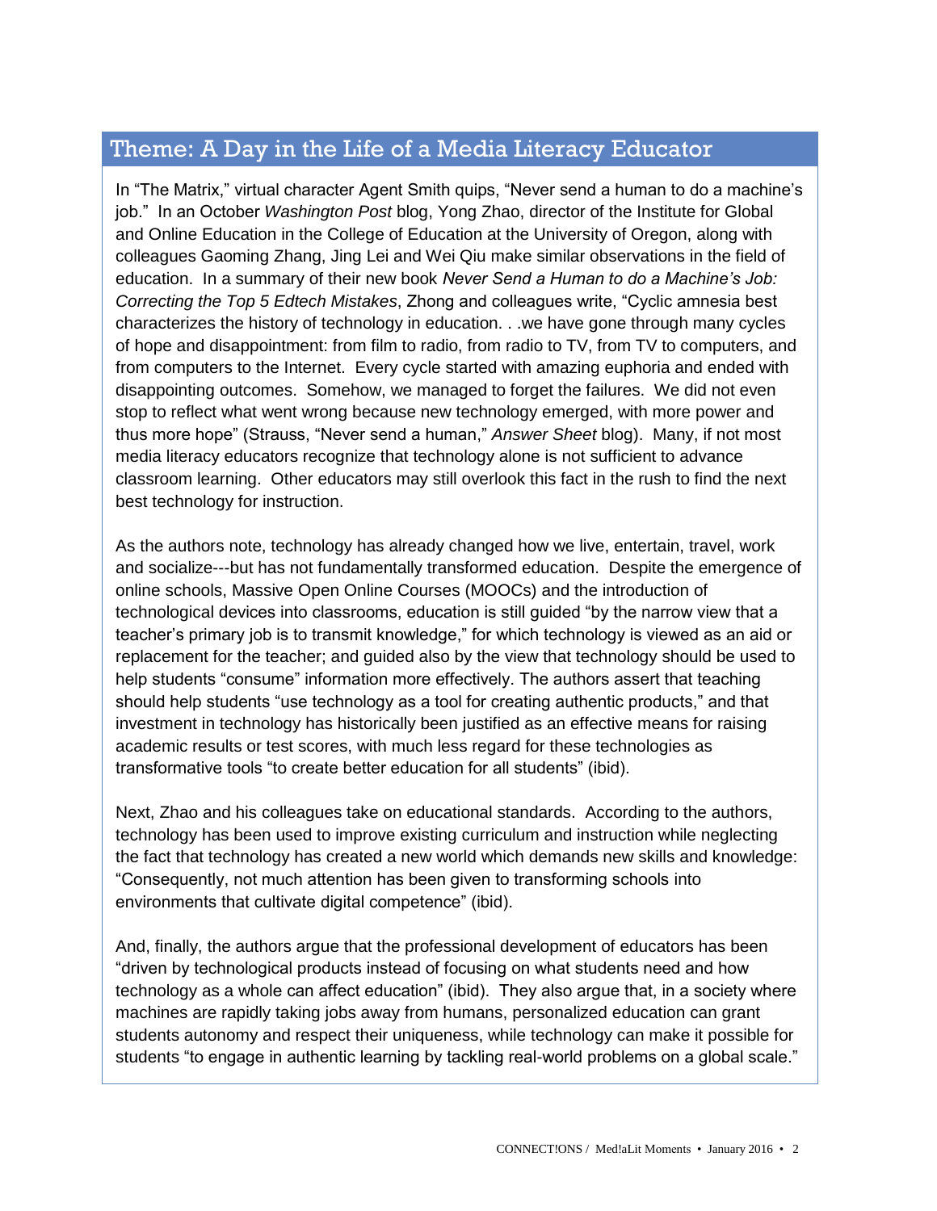## Theme: A Day in the Life of a Media Literacy Educator

In "The Matrix," virtual character Agent Smith quips, "Never send a human to do a machine's job." In an October *Washington Post* blog, Yong Zhao, director of the Institute for Global and Online Education in the College of Education at the University of Oregon, along with colleagues Gaoming Zhang, Jing Lei and Wei Qiu make similar observations in the field of education. In a summary of their new book *Never Send a Human to do a Machine's Job: Correcting the Top 5 Edtech Mistakes*, Zhong and colleagues write, "Cyclic amnesia best characterizes the history of technology in education. . .we have gone through many cycles of hope and disappointment: from film to radio, from radio to TV, from TV to computers, and from computers to the Internet. Every cycle started with amazing euphoria and ended with disappointing outcomes. Somehow, we managed to forget the failures. We did not even stop to reflect what went wrong because new technology emerged, with more power and thus more hope" (Strauss, "Never send a human," *Answer Sheet* blog). Many, if not most media literacy educators recognize that technology alone is not sufficient to advance classroom learning. Other educators may still overlook this fact in the rush to find the next best technology for instruction.

As the authors note, technology has already changed how we live, entertain, travel, work and socialize---but has not fundamentally transformed education. Despite the emergence of online schools, Massive Open Online Courses (MOOCs) and the introduction of technological devices into classrooms, education is still guided "by the narrow view that a teacher's primary job is to transmit knowledge," for which technology is viewed as an aid or replacement for the teacher; and guided also by the view that technology should be used to help students "consume" information more effectively. The authors assert that teaching should help students "use technology as a tool for creating authentic products," and that investment in technology has historically been justified as an effective means for raising academic results or test scores, with much less regard for these technologies as transformative tools "to create better education for all students" (ibid).

Next, Zhao and his colleagues take on educational standards. According to the authors, technology has been used to improve existing curriculum and instruction while neglecting the fact that technology has created a new world which demands new skills and knowledge: "Consequently, not much attention has been given to transforming schools into environments that cultivate digital competence" (ibid).

And, finally, the authors argue that the professional development of educators has been "driven by technological products instead of focusing on what students need and how technology as a whole can affect education" (ibid). They also argue that, in a society where machines are rapidly taking jobs away from humans, personalized education can grant students autonomy and respect their uniqueness, while technology can make it possible for students "to engage in authentic learning by tackling real-world problems on a global scale."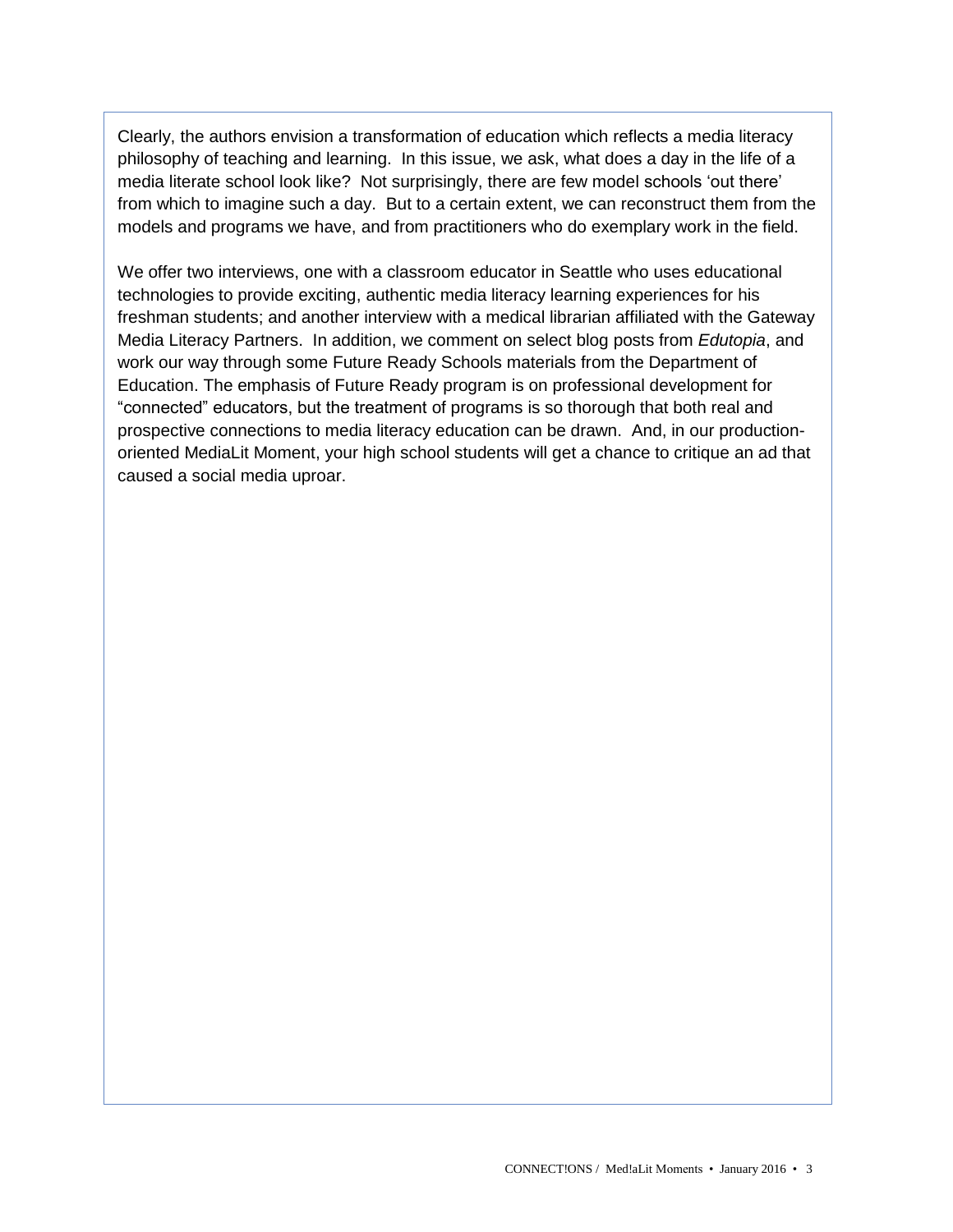Clearly, the authors envision a transformation of education which reflects a media literacy philosophy of teaching and learning. In this issue, we ask, what does a day in the life of a media literate school look like? Not surprisingly, there are few model schools 'out there' from which to imagine such a day. But to a certain extent, we can reconstruct them from the models and programs we have, and from practitioners who do exemplary work in the field.

We offer two interviews, one with a classroom educator in Seattle who uses educational technologies to provide exciting, authentic media literacy learning experiences for his freshman students; and another interview with a medical librarian affiliated with the Gateway Media Literacy Partners. In addition, we comment on select blog posts from *Edutopia*, and work our way through some Future Ready Schools materials from the Department of Education. The emphasis of Future Ready program is on professional development for "connected" educators, but the treatment of programs is so thorough that both real and prospective connections to media literacy education can be drawn. And, in our production-oriented MediaLit Moment, your high school students will get a chance to critique an ad that caused a social media uproar.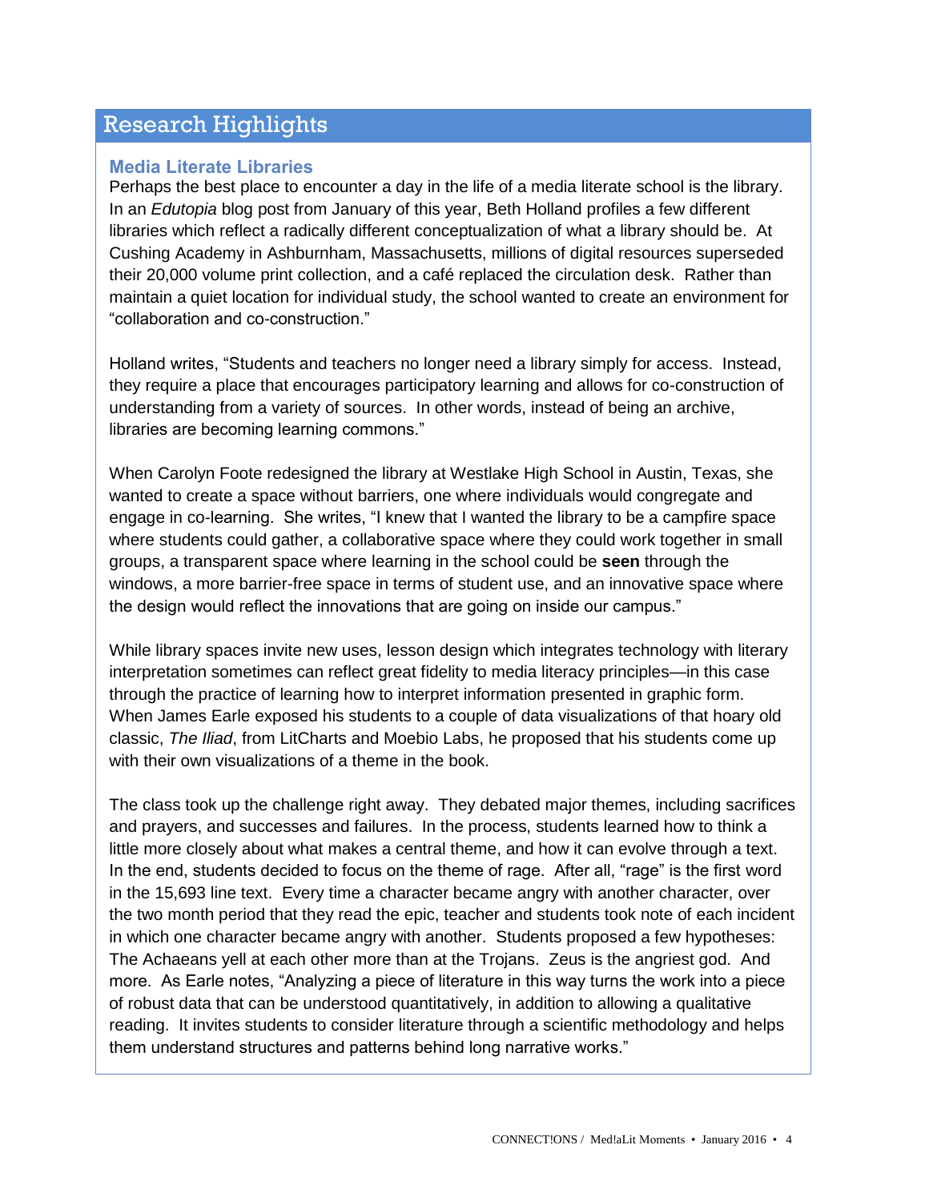## Research Highlights

### Media Literate Libraries

Perhaps the best place to encounter a day in the life of a media literate school is the library. In an *Edutopia* blog post from January of this year, Beth Holland profiles a few different libraries which reflect a radically different conceptualization of what a library should be. At Cushing Academy in Ashburnham, Massachusetts, millions of digital resources superseded their 20,000 volume print collection, and a café replaced the circulation desk. Rather than maintain a quiet location for individual study, the school wanted to create an environment for "collaboration and co-construction."

Holland writes, "Students and teachers no longer need a library simply for access. Instead, they require a place that encourages participatory learning and allows for co-construction of understanding from a variety of sources. In other words, instead of being an archive, libraries are becoming learning commons."

When Carolyn Foote redesigned the library at Westlake High School in Austin, Texas, she wanted to create a space without barriers, one where individuals would congregate and engage in co-learning. She writes, "I knew that I wanted the library to be a campfire space where students could gather, a collaborative space where they could work together in small groups, a transparent space where learning in the school could be **seen** through the windows, a more barrier-free space in terms of student use, and an innovative space where the design would reflect the innovations that are going on inside our campus."

While library spaces invite new uses, lesson design which integrates technology with literary interpretation sometimes can reflect great fidelity to media literacy principles—in this case through the practice of learning how to interpret information presented in graphic form. When James Earle exposed his students to a couple of data visualizations of that hoary old classic, *The Iliad*, from LitCharts and Moebio Labs, he proposed that his students come up with their own visualizations of a theme in the book.

The class took up the challenge right away. They debated major themes, including sacrifices and prayers, and successes and failures. In the process, students learned how to think a little more closely about what makes a central theme, and how it can evolve through a text. In the end, students decided to focus on the theme of rage. After all, "rage" is the first word in the 15,693 line text. Every time a character became angry with another character, over the two month period that they read the epic, teacher and students took note of each incident in which one character became angry with another. Students proposed a few hypotheses: The Achaeans yell at each other more than at the Trojans. Zeus is the angriest god. And more. As Earle notes, "Analyzing a piece of literature in this way turns the work into a piece of robust data that can be understood quantitatively, in addition to allowing a qualitative reading. It invites students to consider literature through a scientific methodology and helps them understand structures and patterns behind long narrative works."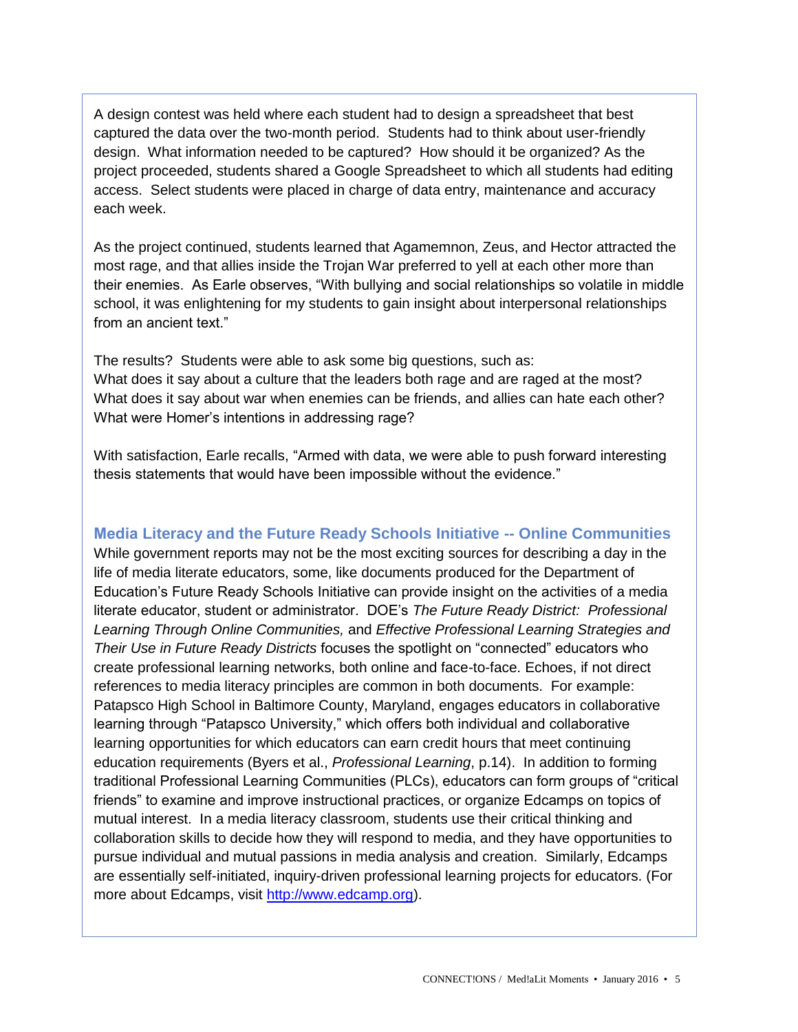A design contest was held where each student had to design a spreadsheet that best captured the data over the two-month period. Students had to think about user-friendly design. What information needed to be captured? How should it be organized? As the project proceeded, students shared a Google Spreadsheet to which all students had editing access. Select students were placed in charge of data entry, maintenance and accuracy each week.

As the project continued, students learned that Agamemnon, Zeus, and Hector attracted the most rage, and that allies inside the Trojan War preferred to yell at each other more than their enemies. As Earle observes, "With bullying and social relationships so volatile in middle school, it was enlightening for my students to gain insight about interpersonal relationships from an ancient text."

The results? Students were able to ask some big questions, such as:
What does it say about a culture that the leaders both rage and are raged at the most?
What does it say about war when enemies can be friends, and allies can hate each other?
What were Homer's intentions in addressing rage?

With satisfaction, Earle recalls, "Armed with data, we were able to push forward interesting thesis statements that would have been impossible without the evidence."

## Media Literacy and the Future Ready Schools Initiative -- Online Communities

While government reports may not be the most exciting sources for describing a day in the life of media literate educators, some, like documents produced for the Department of Education's Future Ready Schools Initiative can provide insight on the activities of a media literate educator, student or administrator. DOE's *The Future Ready District: Professional Learning Through Online Communities,* and *Effective Professional Learning Strategies and Their Use in Future Ready Districts* focuses the spotlight on "connected" educators who create professional learning networks, both online and face-to-face. Echoes, if not direct references to media literacy principles are common in both documents. For example: Patapsco High School in Baltimore County, Maryland, engages educators in collaborative learning through "Patapsco University," which offers both individual and collaborative learning opportunities for which educators can earn credit hours that meet continuing education requirements (Byers et al., *Professional Learning*, p.14). In addition to forming traditional Professional Learning Communities (PLCs), educators can form groups of "critical friends" to examine and improve instructional practices, or organize Edcamps on topics of mutual interest. In a media literacy classroom, students use their critical thinking and collaboration skills to decide how they will respond to media, and they have opportunities to pursue individual and mutual passions in media analysis and creation. Similarly, Edcamps are essentially self-initiated, inquiry-driven professional learning projects for educators. (For more about Edcamps, visit [http://www.edcamp.org](http://www.edcamp.org)).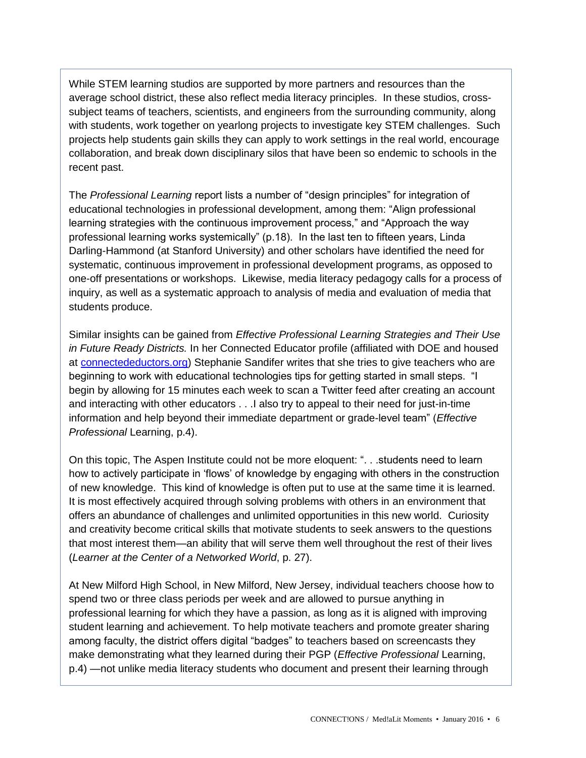While STEM learning studios are supported by more partners and resources than the average school district, these also reflect media literacy principles. In these studios, cross-subject teams of teachers, scientists, and engineers from the surrounding community, along with students, work together on yearlong projects to investigate key STEM challenges. Such projects help students gain skills they can apply to work settings in the real world, encourage collaboration, and break down disciplinary silos that have been so endemic to schools in the recent past.

The *Professional Learning* report lists a number of "design principles" for integration of educational technologies in professional development, among them: "Align professional learning strategies with the continuous improvement process," and "Approach the way professional learning works systemically" (p.18). In the last ten to fifteen years, Linda Darling-Hammond (at Stanford University) and other scholars have identified the need for systematic, continuous improvement in professional development programs, as opposed to one-off presentations or workshops. Likewise, media literacy pedagogy calls for a process of inquiry, as well as a systematic approach to analysis of media and evaluation of media that students produce.

Similar insights can be gained from *Effective Professional Learning Strategies and Their Use in Future Ready Districts.* In her Connected Educator profile (affiliated with DOE and housed at [connectedeductors.org](connectedeductors.org)) Stephanie Sandifer writes that she tries to give teachers who are beginning to work with educational technologies tips for getting started in small steps. "I begin by allowing for 15 minutes each week to scan a Twitter feed after creating an account and interacting with other educators . . .I also try to appeal to their need for just-in-time information and help beyond their immediate department or grade-level team" (*Effective Professional* Learning, p.4).

On this topic, The Aspen Institute could not be more eloquent: ". . .students need to learn how to actively participate in 'flows' of knowledge by engaging with others in the construction of new knowledge. This kind of knowledge is often put to use at the same time it is learned. It is most effectively acquired through solving problems with others in an environment that offers an abundance of challenges and unlimited opportunities in this new world. Curiosity and creativity become critical skills that motivate students to seek answers to the questions that most interest them—an ability that will serve them well throughout the rest of their lives (*Learner at the Center of a Networked World*, p. 27).

At New Milford High School, in New Milford, New Jersey, individual teachers choose how to spend two or three class periods per week and are allowed to pursue anything in professional learning for which they have a passion, as long as it is aligned with improving student learning and achievement. To help motivate teachers and promote greater sharing among faculty, the district offers digital "badges" to teachers based on screencasts they make demonstrating what they learned during their PGP (*Effective Professional* Learning, p.4) —not unlike media literacy students who document and present their learning through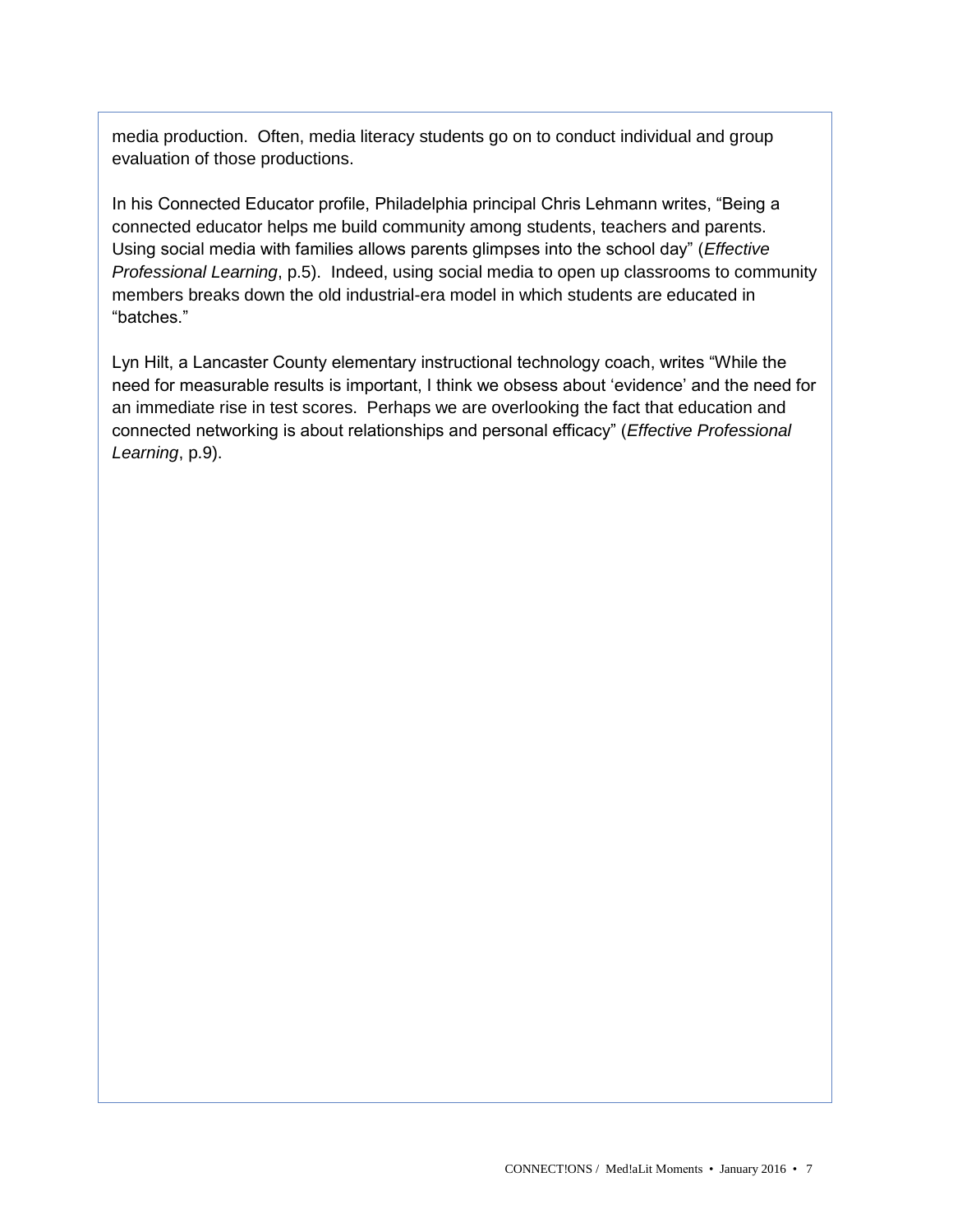media production. Often, media literacy students go on to conduct individual and group evaluation of those productions.

In his Connected Educator profile, Philadelphia principal Chris Lehmann writes, "Being a connected educator helps me build community among students, teachers and parents. Using social media with families allows parents glimpses into the school day" (*Effective Professional Learning*, p.5). Indeed, using social media to open up classrooms to community members breaks down the old industrial-era model in which students are educated in "batches."

Lyn Hilt, a Lancaster County elementary instructional technology coach, writes "While the need for measurable results is important, I think we obsess about 'evidence' and the need for an immediate rise in test scores. Perhaps we are overlooking the fact that education and connected networking is about relationships and personal efficacy" (*Effective Professional Learning*, p.9).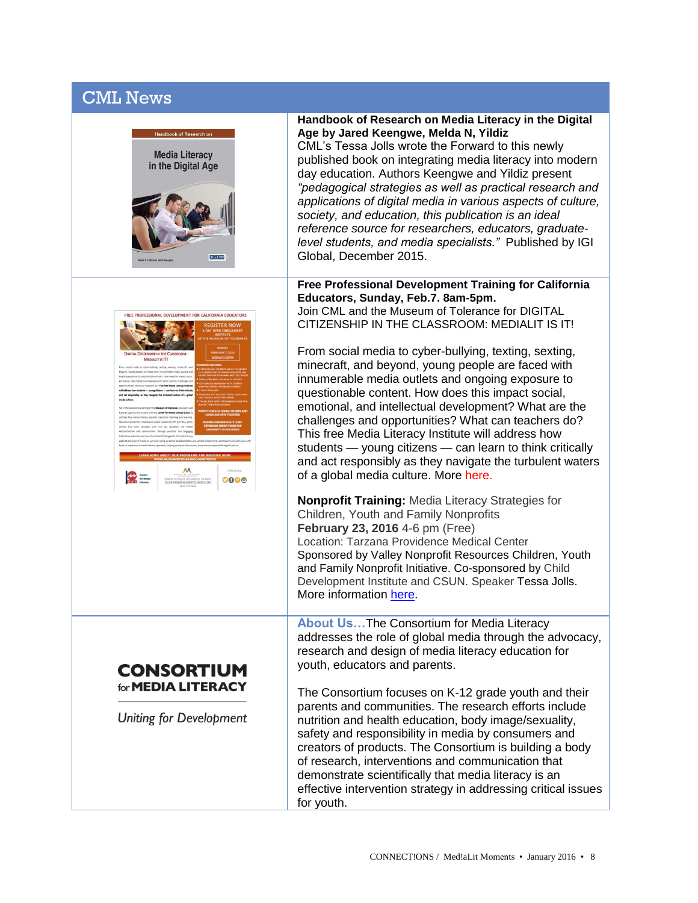## CML News

**Handbook of Research on Media Literacy in the Digital Age by Jared Keengwe, Melda N, Yildiz**
CML's Tessa Jolls wrote the Forward to this newly published book on integrating media literacy into modern day education. Authors Keengwe and Yildiz present *"pedagogical strategies as well as practical research and applications of digital media in various aspects of culture, society, and education, this publication is an ideal reference source for researchers, educators, graduate-level students, and media specialists."* Published by IGI Global, December 2015.

**Free Professional Development Training for California Educators, Sunday, Feb.7. 8am-5pm.**
Join CML and the Museum of Tolerance for DIGITAL CITIZENSHIP IN THE CLASSROOM: MEDIALIT IS IT!

From social media to cyber-bullying, texting, sexting, minecraft, and beyond, young people are faced with innumerable media outlets and ongoing exposure to questionable content. How does this impact social, emotional, and intellectual development? What are the challenges and opportunities? What can teachers do? This free Media Literacy Institute will address how students — young citizens — can learn to think critically and act responsibly as they navigate the turbulent waters of a global media culture. More here.

**Nonprofit Training:** Media Literacy Strategies for Children, Youth and Family Nonprofits
**February 23, 2016** 4-6 pm (Free)
Location: Tarzana Providence Medical Center
Sponsored by Valley Nonprofit Resources Children, Youth and Family Nonprofit Initiative. Co-sponsored by Child Development Institute and CSUN. Speaker Tessa Jolls.
More information here.

**CONSORTIUM for MEDIA LITERACY**
*Uniting for Development*

**About Us…** The Consortium for Media Literacy addresses the role of global media through the advocacy, research and design of media literacy education for youth, educators and parents.

The Consortium focuses on K-12 grade youth and their parents and communities. The research efforts include nutrition and health education, body image/sexuality, safety and responsibility in media by consumers and creators of products. The Consortium is building a body of research, interventions and communication that demonstrate scientifically that media literacy is an effective intervention strategy in addressing critical issues for youth.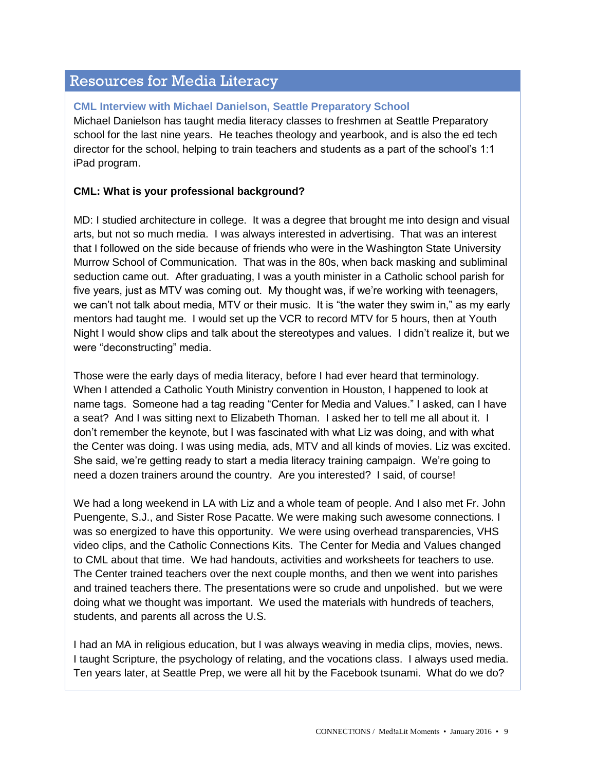## Resources for Media Literacy

### CML Interview with Michael Danielson, Seattle Preparatory School

Michael Danielson has taught media literacy classes to freshmen at Seattle Preparatory school for the last nine years. He teaches theology and yearbook, and is also the ed tech director for the school, helping to train teachers and students as a part of the school's 1:1 iPad program.

**CML: What is your professional background?**

MD: I studied architecture in college. It was a degree that brought me into design and visual arts, but not so much media. I was always interested in advertising. That was an interest that I followed on the side because of friends who were in the Washington State University Murrow School of Communication. That was in the 80s, when back masking and subliminal seduction came out. After graduating, I was a youth minister in a Catholic school parish for five years, just as MTV was coming out. My thought was, if we're working with teenagers, we can't not talk about media, MTV or their music. It is "the water they swim in," as my early mentors had taught me. I would set up the VCR to record MTV for 5 hours, then at Youth Night I would show clips and talk about the stereotypes and values. I didn't realize it, but we were "deconstructing" media.

Those were the early days of media literacy, before I had ever heard that terminology. When I attended a Catholic Youth Ministry convention in Houston, I happened to look at name tags. Someone had a tag reading "Center for Media and Values." I asked, can I have a seat? And I was sitting next to Elizabeth Thoman. I asked her to tell me all about it. I don't remember the keynote, but I was fascinated with what Liz was doing, and with what the Center was doing. I was using media, ads, MTV and all kinds of movies. Liz was excited. She said, we're getting ready to start a media literacy training campaign. We're going to need a dozen trainers around the country. Are you interested? I said, of course!

We had a long weekend in LA with Liz and a whole team of people. And I also met Fr. John Puengente, S.J., and Sister Rose Pacatte. We were making such awesome connections. I was so energized to have this opportunity. We were using overhead transparencies, VHS video clips, and the Catholic Connections Kits. The Center for Media and Values changed to CML about that time. We had handouts, activities and worksheets for teachers to use. The Center trained teachers over the next couple months, and then we went into parishes and trained teachers there. The presentations were so crude and unpolished. but we were doing what we thought was important. We used the materials with hundreds of teachers, students, and parents all across the U.S.

I had an MA in religious education, but I was always weaving in media clips, movies, news. I taught Scripture, the psychology of relating, and the vocations class. I always used media. Ten years later, at Seattle Prep, we were all hit by the Facebook tsunami. What do we do?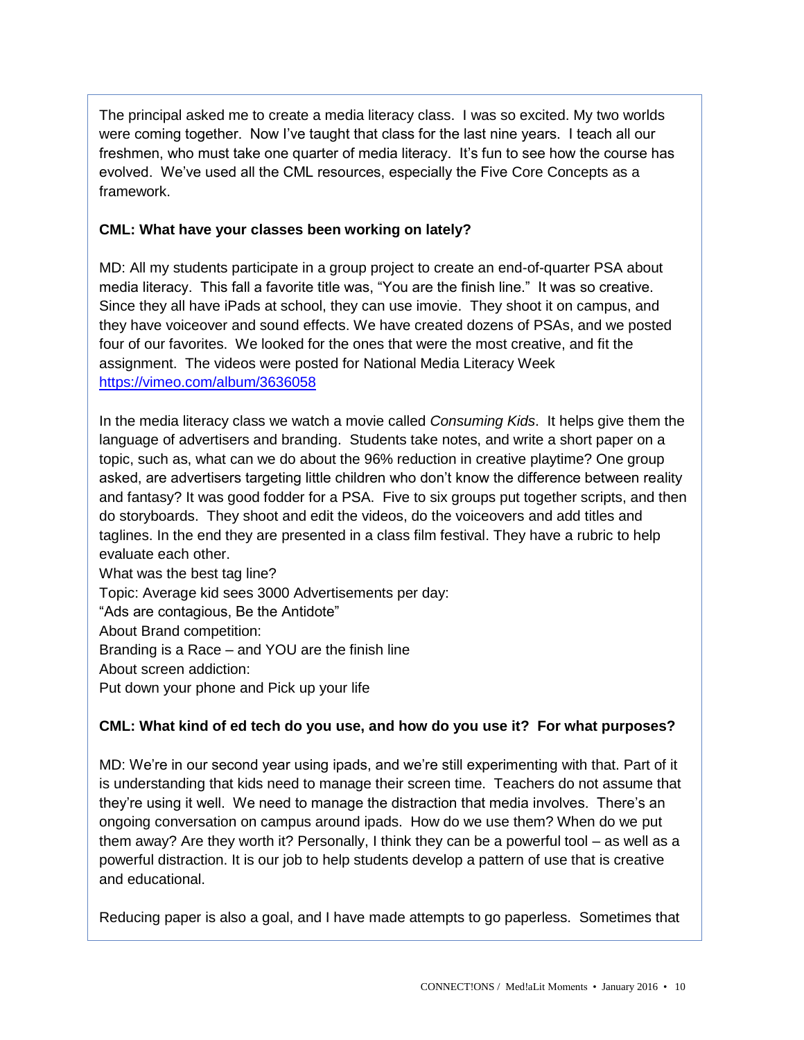The principal asked me to create a media literacy class. I was so excited. My two worlds were coming together. Now I've taught that class for the last nine years. I teach all our freshmen, who must take one quarter of media literacy. It's fun to see how the course has evolved. We've used all the CML resources, especially the Five Core Concepts as a framework.

**CML: What have your classes been working on lately?**

MD: All my students participate in a group project to create an end-of-quarter PSA about media literacy. This fall a favorite title was, "You are the finish line." It was so creative. Since they all have iPads at school, they can use imovie. They shoot it on campus, and they have voiceover and sound effects. We have created dozens of PSAs, and we posted four of our favorites. We looked for the ones that were the most creative, and fit the assignment. The videos were posted for National Media Literacy Week https://vimeo.com/album/3636058

In the media literacy class we watch a movie called *Consuming Kids*. It helps give them the language of advertisers and branding. Students take notes, and write a short paper on a topic, such as, what can we do about the 96% reduction in creative playtime? One group asked, are advertisers targeting little children who don't know the difference between reality and fantasy? It was good fodder for a PSA. Five to six groups put together scripts, and then do storyboards. They shoot and edit the videos, do the voiceovers and add titles and taglines. In the end they are presented in a class film festival. They have a rubric to help evaluate each other.

What was the best tag line?

Topic: Average kid sees 3000 Advertisements per day:

"Ads are contagious, Be the Antidote"

About Brand competition:

Branding is a Race – and YOU are the finish line

About screen addiction:

Put down your phone and Pick up your life

**CML: What kind of ed tech do you use, and how do you use it? For what purposes?**

MD: We're in our second year using ipads, and we're still experimenting with that. Part of it is understanding that kids need to manage their screen time. Teachers do not assume that they're using it well. We need to manage the distraction that media involves. There's an ongoing conversation on campus around ipads. How do we use them? When do we put them away? Are they worth it? Personally, I think they can be a powerful tool – as well as a powerful distraction. It is our job to help students develop a pattern of use that is creative and educational.

Reducing paper is also a goal, and I have made attempts to go paperless. Sometimes that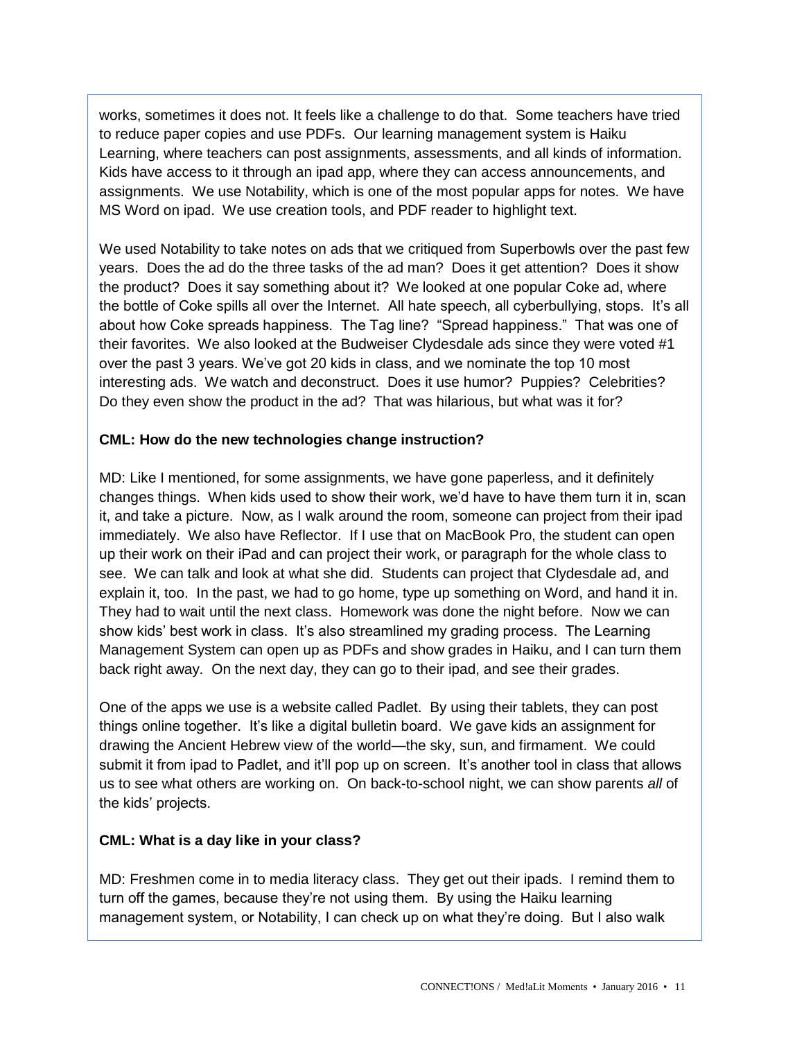works, sometimes it does not. It feels like a challenge to do that. Some teachers have tried to reduce paper copies and use PDFs. Our learning management system is Haiku Learning, where teachers can post assignments, assessments, and all kinds of information. Kids have access to it through an ipad app, where they can access announcements, and assignments. We use Notability, which is one of the most popular apps for notes. We have MS Word on ipad. We use creation tools, and PDF reader to highlight text.

We used Notability to take notes on ads that we critiqued from Superbowls over the past few years. Does the ad do the three tasks of the ad man? Does it get attention? Does it show the product? Does it say something about it? We looked at one popular Coke ad, where the bottle of Coke spills all over the Internet. All hate speech, all cyberbullying, stops. It's all about how Coke spreads happiness. The Tag line? "Spread happiness." That was one of their favorites. We also looked at the Budweiser Clydesdale ads since they were voted #1 over the past 3 years. We've got 20 kids in class, and we nominate the top 10 most interesting ads. We watch and deconstruct. Does it use humor? Puppies? Celebrities? Do they even show the product in the ad? That was hilarious, but what was it for?

**CML: How do the new technologies change instruction?**

MD: Like I mentioned, for some assignments, we have gone paperless, and it definitely changes things. When kids used to show their work, we'd have to have them turn it in, scan it, and take a picture. Now, as I walk around the room, someone can project from their ipad immediately. We also have Reflector. If I use that on MacBook Pro, the student can open up their work on their iPad and can project their work, or paragraph for the whole class to see. We can talk and look at what she did. Students can project that Clydesdale ad, and explain it, too. In the past, we had to go home, type up something on Word, and hand it in. They had to wait until the next class. Homework was done the night before. Now we can show kids' best work in class. It's also streamlined my grading process. The Learning Management System can open up as PDFs and show grades in Haiku, and I can turn them back right away. On the next day, they can go to their ipad, and see their grades.

One of the apps we use is a website called Padlet. By using their tablets, they can post things online together. It's like a digital bulletin board. We gave kids an assignment for drawing the Ancient Hebrew view of the world—the sky, sun, and firmament. We could submit it from ipad to Padlet, and it'll pop up on screen. It's another tool in class that allows us to see what others are working on. On back-to-school night, we can show parents *all* of the kids' projects.

**CML: What is a day like in your class?**

MD: Freshmen come in to media literacy class. They get out their ipads. I remind them to turn off the games, because they're not using them. By using the Haiku learning management system, or Notability, I can check up on what they're doing. But I also walk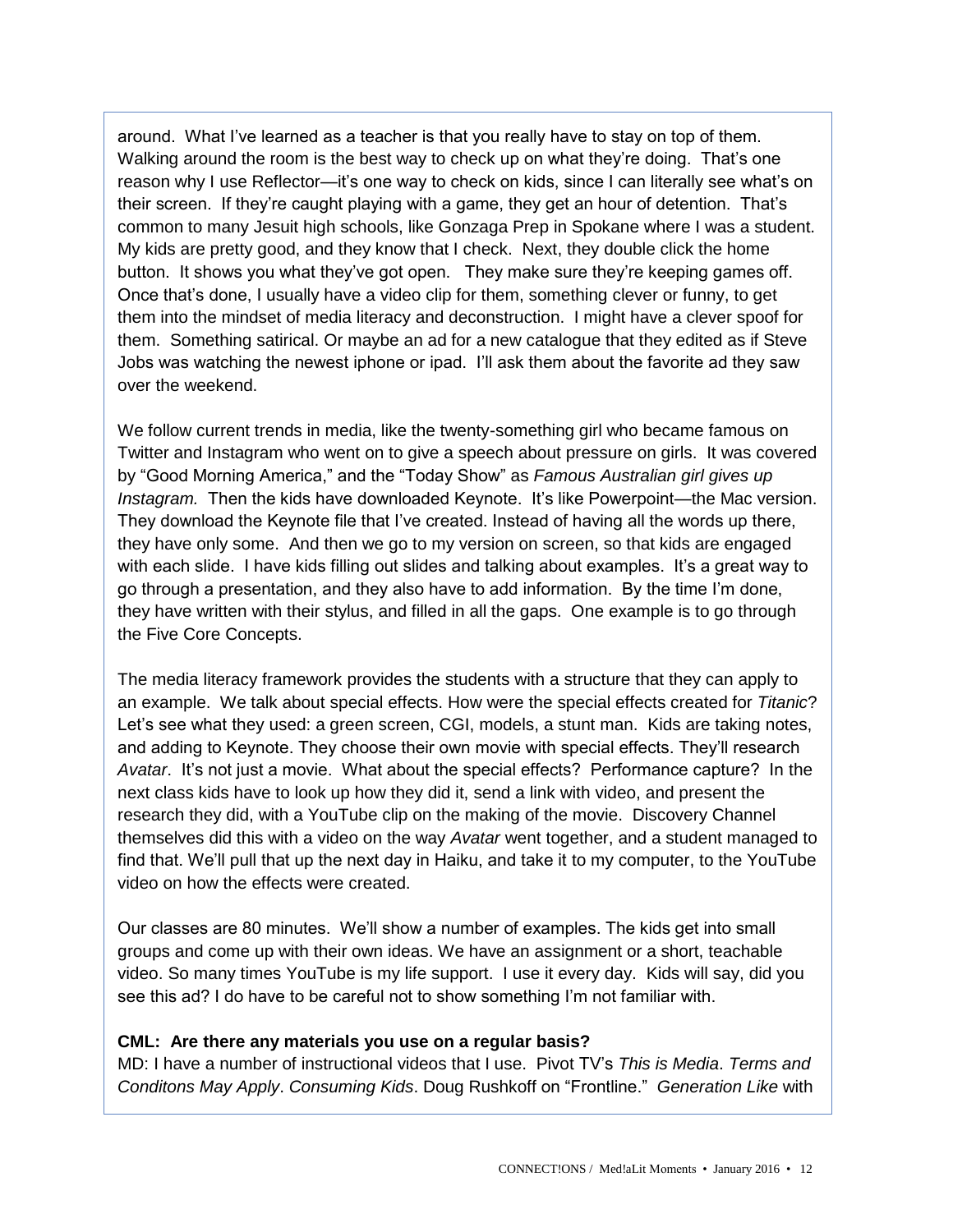around. What I've learned as a teacher is that you really have to stay on top of them. Walking around the room is the best way to check up on what they're doing. That's one reason why I use Reflector—it's one way to check on kids, since I can literally see what's on their screen. If they're caught playing with a game, they get an hour of detention. That's common to many Jesuit high schools, like Gonzaga Prep in Spokane where I was a student. My kids are pretty good, and they know that I check. Next, they double click the home button. It shows you what they've got open. They make sure they're keeping games off. Once that's done, I usually have a video clip for them, something clever or funny, to get them into the mindset of media literacy and deconstruction. I might have a clever spoof for them. Something satirical. Or maybe an ad for a new catalogue that they edited as if Steve Jobs was watching the newest iphone or ipad. I'll ask them about the favorite ad they saw over the weekend.

We follow current trends in media, like the twenty-something girl who became famous on Twitter and Instagram who went on to give a speech about pressure on girls. It was covered by "Good Morning America," and the "Today Show" as *Famous Australian girl gives up Instagram.* Then the kids have downloaded Keynote. It's like Powerpoint—the Mac version. They download the Keynote file that I've created. Instead of having all the words up there, they have only some. And then we go to my version on screen, so that kids are engaged with each slide. I have kids filling out slides and talking about examples. It's a great way to go through a presentation, and they also have to add information. By the time I'm done, they have written with their stylus, and filled in all the gaps. One example is to go through the Five Core Concepts.

The media literacy framework provides the students with a structure that they can apply to an example. We talk about special effects. How were the special effects created for *Titanic*? Let's see what they used: a green screen, CGI, models, a stunt man. Kids are taking notes, and adding to Keynote. They choose their own movie with special effects. They'll research *Avatar*. It's not just a movie. What about the special effects? Performance capture? In the next class kids have to look up how they did it, send a link with video, and present the research they did, with a YouTube clip on the making of the movie. Discovery Channel themselves did this with a video on the way *Avatar* went together, and a student managed to find that. We'll pull that up the next day in Haiku, and take it to my computer, to the YouTube video on how the effects were created.

Our classes are 80 minutes. We'll show a number of examples. The kids get into small groups and come up with their own ideas. We have an assignment or a short, teachable video. So many times YouTube is my life support. I use it every day. Kids will say, did you see this ad? I do have to be careful not to show something I'm not familiar with.

**CML: Are there any materials you use on a regular basis?**

MD: I have a number of instructional videos that I use. Pivot TV's *This is Media*. *Terms and Conditons May Apply*. *Consuming Kids*. Doug Rushkoff on "Frontline." *Generation Like* with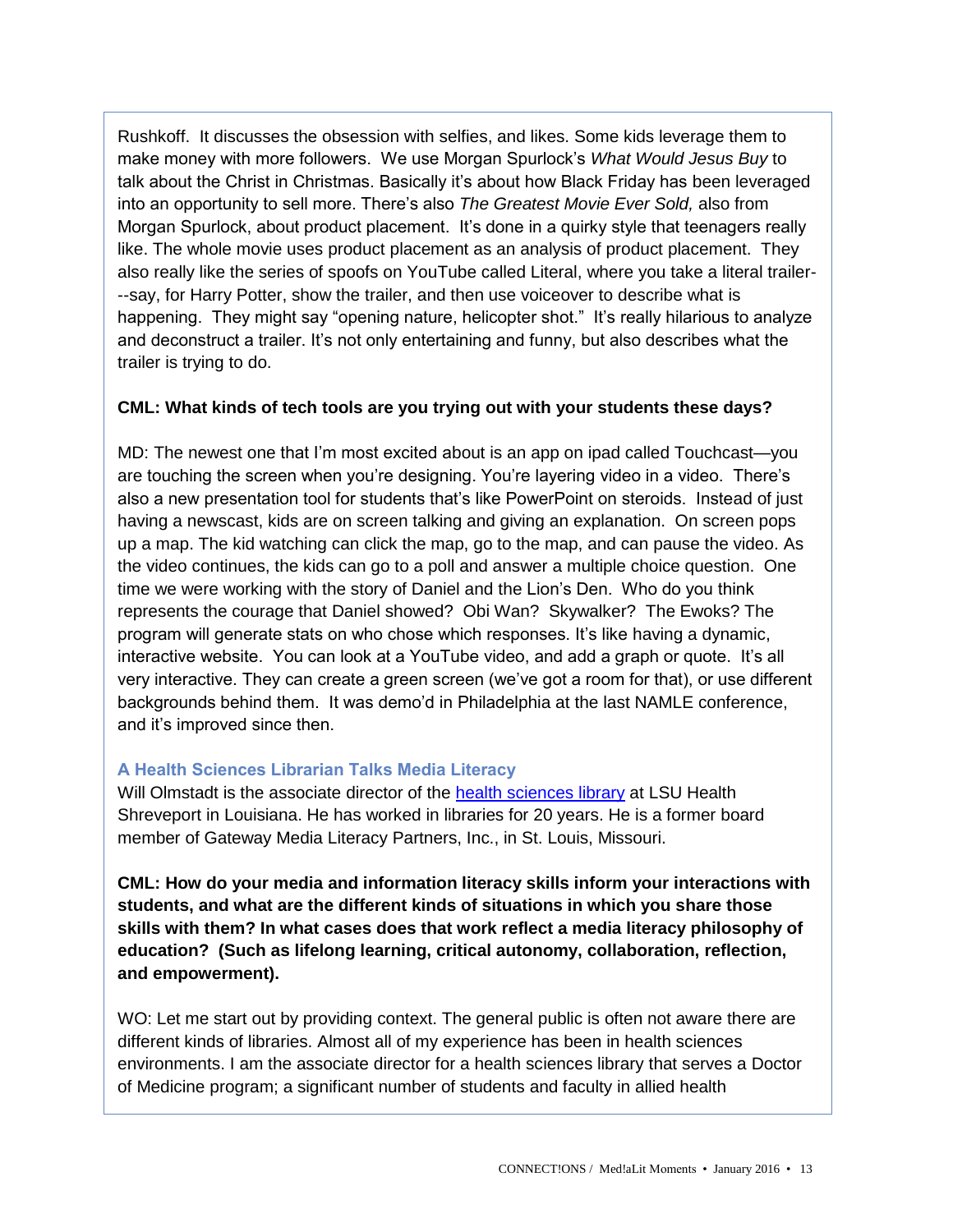Rushkoff. It discusses the obsession with selfies, and likes. Some kids leverage them to make money with more followers. We use Morgan Spurlock's *What Would Jesus Buy* to talk about the Christ in Christmas. Basically it's about how Black Friday has been leveraged into an opportunity to sell more. There's also *The Greatest Movie Ever Sold,* also from Morgan Spurlock, about product placement. It's done in a quirky style that teenagers really like. The whole movie uses product placement as an analysis of product placement. They also really like the series of spoofs on YouTube called Literal, where you take a literal trailer---say, for Harry Potter, show the trailer, and then use voiceover to describe what is happening. They might say "opening nature, helicopter shot." It's really hilarious to analyze and deconstruct a trailer. It's not only entertaining and funny, but also describes what the trailer is trying to do.

**CML: What kinds of tech tools are you trying out with your students these days?**

MD: The newest one that I'm most excited about is an app on ipad called Touchcast—you are touching the screen when you're designing. You're layering video in a video. There's also a new presentation tool for students that's like PowerPoint on steroids. Instead of just having a newscast, kids are on screen talking and giving an explanation. On screen pops up a map. The kid watching can click the map, go to the map, and can pause the video. As the video continues, the kids can go to a poll and answer a multiple choice question. One time we were working with the story of Daniel and the Lion's Den. Who do you think represents the courage that Daniel showed? Obi Wan? Skywalker? The Ewoks? The program will generate stats on who chose which responses. It's like having a dynamic, interactive website. You can look at a YouTube video, and add a graph or quote. It's all very interactive. They can create a green screen (we've got a room for that), or use different backgrounds behind them. It was demo'd in Philadelphia at the last NAMLE conference, and it's improved since then.

### A Health Sciences Librarian Talks Media Literacy

Will Olmstadt is the associate director of the health sciences library at LSU Health Shreveport in Louisiana. He has worked in libraries for 20 years. He is a former board member of Gateway Media Literacy Partners, Inc., in St. Louis, Missouri.

**CML: How do your media and information literacy skills inform your interactions with students, and what are the different kinds of situations in which you share those skills with them? In what cases does that work reflect a media literacy philosophy of education? (Such as lifelong learning, critical autonomy, collaboration, reflection, and empowerment).**

WO: Let me start out by providing context. The general public is often not aware there are different kinds of libraries. Almost all of my experience has been in health sciences environments. I am the associate director for a health sciences library that serves a Doctor of Medicine program; a significant number of students and faculty in allied health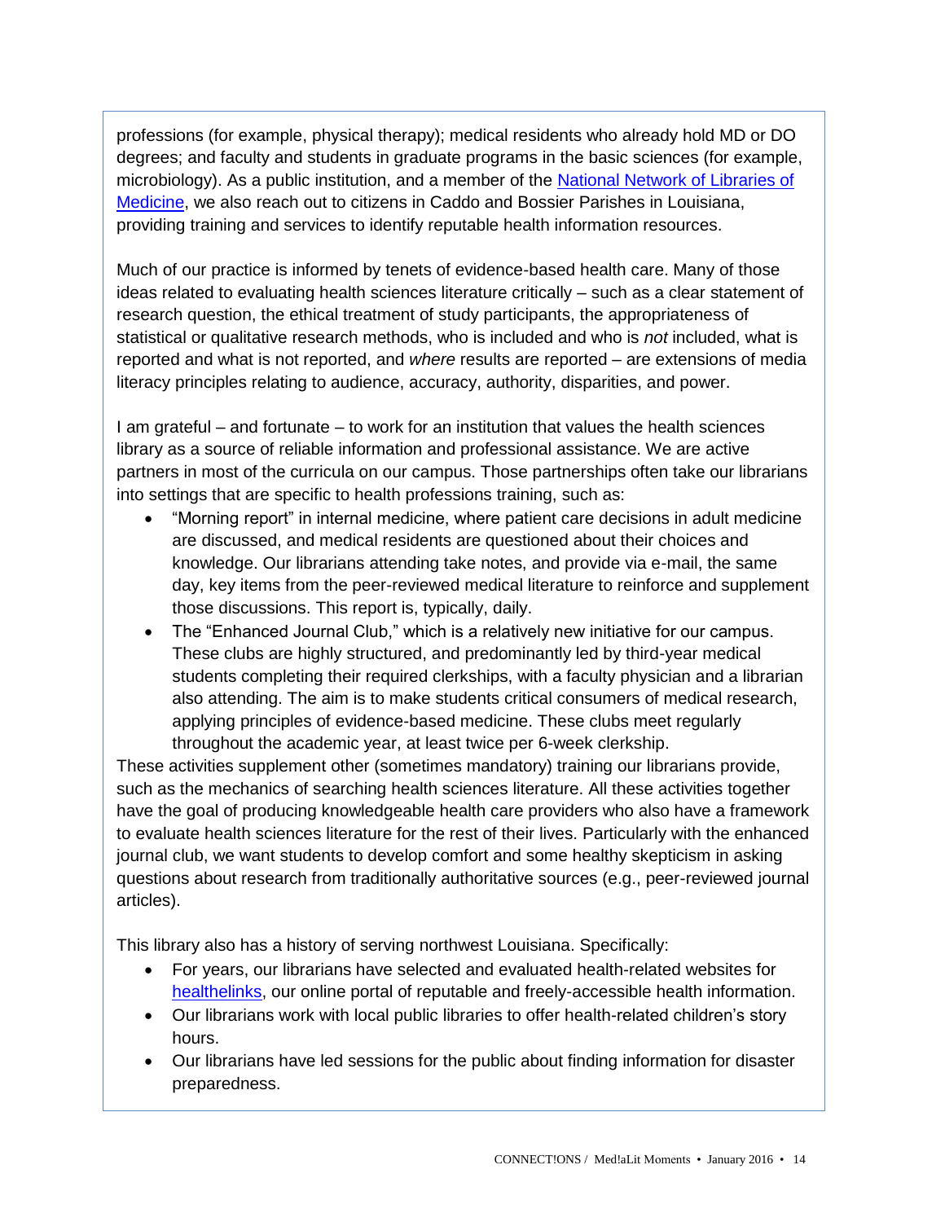professions (for example, physical therapy); medical residents who already hold MD or DO degrees; and faculty and students in graduate programs in the basic sciences (for example, microbiology). As a public institution, and a member of the [National Network of Libraries of Medicine](), we also reach out to citizens in Caddo and Bossier Parishes in Louisiana, providing training and services to identify reputable health information resources.

Much of our practice is informed by tenets of evidence-based health care. Many of those ideas related to evaluating health sciences literature critically – such as a clear statement of research question, the ethical treatment of study participants, the appropriateness of statistical or qualitative research methods, who is included and who is *not* included, what is reported and what is not reported, and *where* results are reported – are extensions of media literacy principles relating to audience, accuracy, authority, disparities, and power.

I am grateful – and fortunate – to work for an institution that values the health sciences library as a source of reliable information and professional assistance. We are active partners in most of the curricula on our campus. Those partnerships often take our librarians into settings that are specific to health professions training, such as:

- "Morning report" in internal medicine, where patient care decisions in adult medicine are discussed, and medical residents are questioned about their choices and knowledge. Our librarians attending take notes, and provide via e-mail, the same day, key items from the peer-reviewed medical literature to reinforce and supplement those discussions. This report is, typically, daily.
- The "Enhanced Journal Club," which is a relatively new initiative for our campus. These clubs are highly structured, and predominantly led by third-year medical students completing their required clerkships, with a faculty physician and a librarian also attending. The aim is to make students critical consumers of medical research, applying principles of evidence-based medicine. These clubs meet regularly throughout the academic year, at least twice per 6-week clerkship.

These activities supplement other (sometimes mandatory) training our librarians provide, such as the mechanics of searching health sciences literature. All these activities together have the goal of producing knowledgeable health care providers who also have a framework to evaluate health sciences literature for the rest of their lives. Particularly with the enhanced journal club, we want students to develop comfort and some healthy skepticism in asking questions about research from traditionally authoritative sources (e.g., peer-reviewed journal articles).

This library also has a history of serving northwest Louisiana. Specifically:

- For years, our librarians have selected and evaluated health-related websites for [healthelinks](), our online portal of reputable and freely-accessible health information.
- Our librarians work with local public libraries to offer health-related children's story hours.
- Our librarians have led sessions for the public about finding information for disaster preparedness.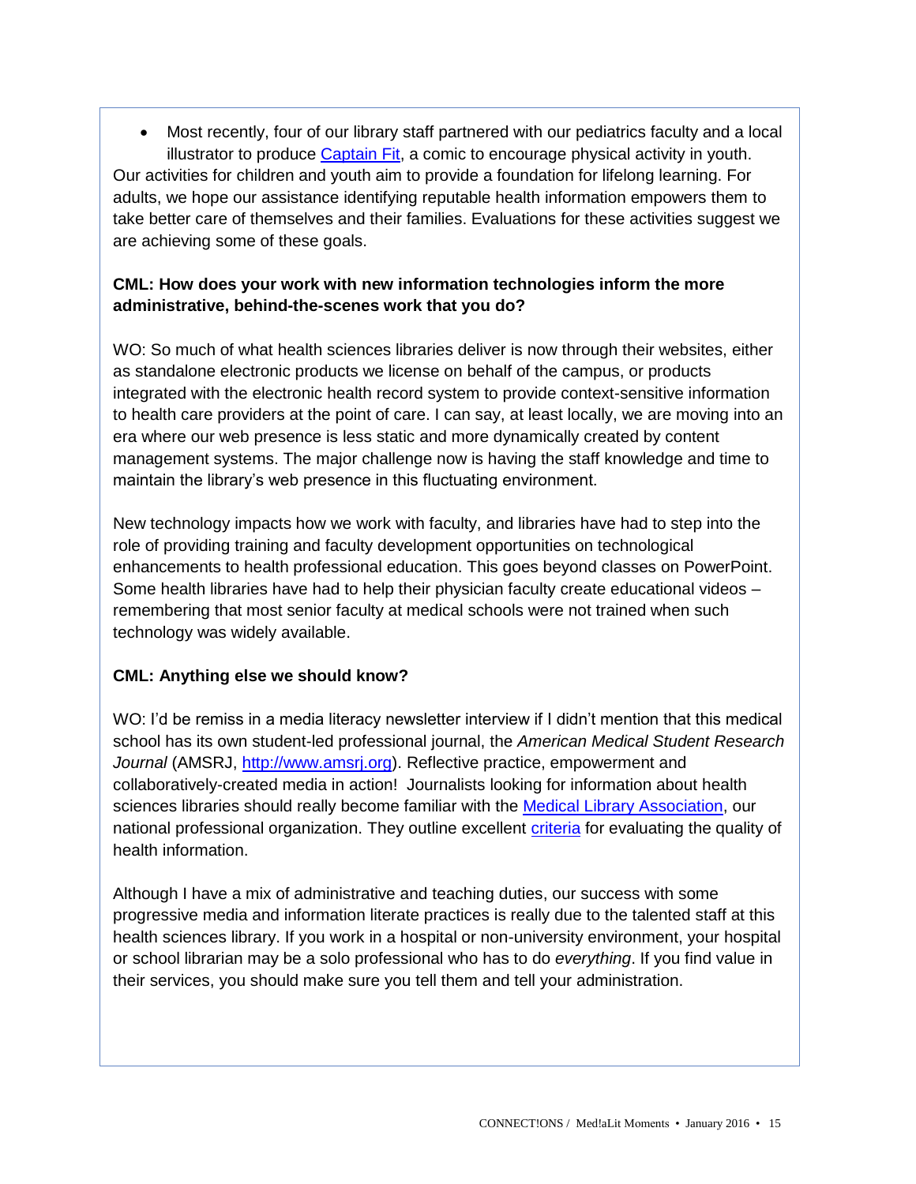- Most recently, four of our library staff partnered with our pediatrics faculty and a local illustrator to produce Captain Fit, a comic to encourage physical activity in youth.

Our activities for children and youth aim to provide a foundation for lifelong learning. For adults, we hope our assistance identifying reputable health information empowers them to take better care of themselves and their families. Evaluations for these activities suggest we are achieving some of these goals.

**CML: How does your work with new information technologies inform the more administrative, behind-the-scenes work that you do?**

WO: So much of what health sciences libraries deliver is now through their websites, either as standalone electronic products we license on behalf of the campus, or products integrated with the electronic health record system to provide context-sensitive information to health care providers at the point of care. I can say, at least locally, we are moving into an era where our web presence is less static and more dynamically created by content management systems. The major challenge now is having the staff knowledge and time to maintain the library's web presence in this fluctuating environment.

New technology impacts how we work with faculty, and libraries have had to step into the role of providing training and faculty development opportunities on technological enhancements to health professional education. This goes beyond classes on PowerPoint. Some health libraries have had to help their physician faculty create educational videos – remembering that most senior faculty at medical schools were not trained when such technology was widely available.

**CML: Anything else we should know?**

WO: I'd be remiss in a media literacy newsletter interview if I didn't mention that this medical school has its own student-led professional journal, the *American Medical Student Research Journal* (AMSRJ, http://www.amsrj.org). Reflective practice, empowerment and collaboratively-created media in action! Journalists looking for information about health sciences libraries should really become familiar with the Medical Library Association, our national professional organization. They outline excellent criteria for evaluating the quality of health information.

Although I have a mix of administrative and teaching duties, our success with some progressive media and information literate practices is really due to the talented staff at this health sciences library. If you work in a hospital or non-university environment, your hospital or school librarian may be a solo professional who has to do *everything*. If you find value in their services, you should make sure you tell them and tell your administration.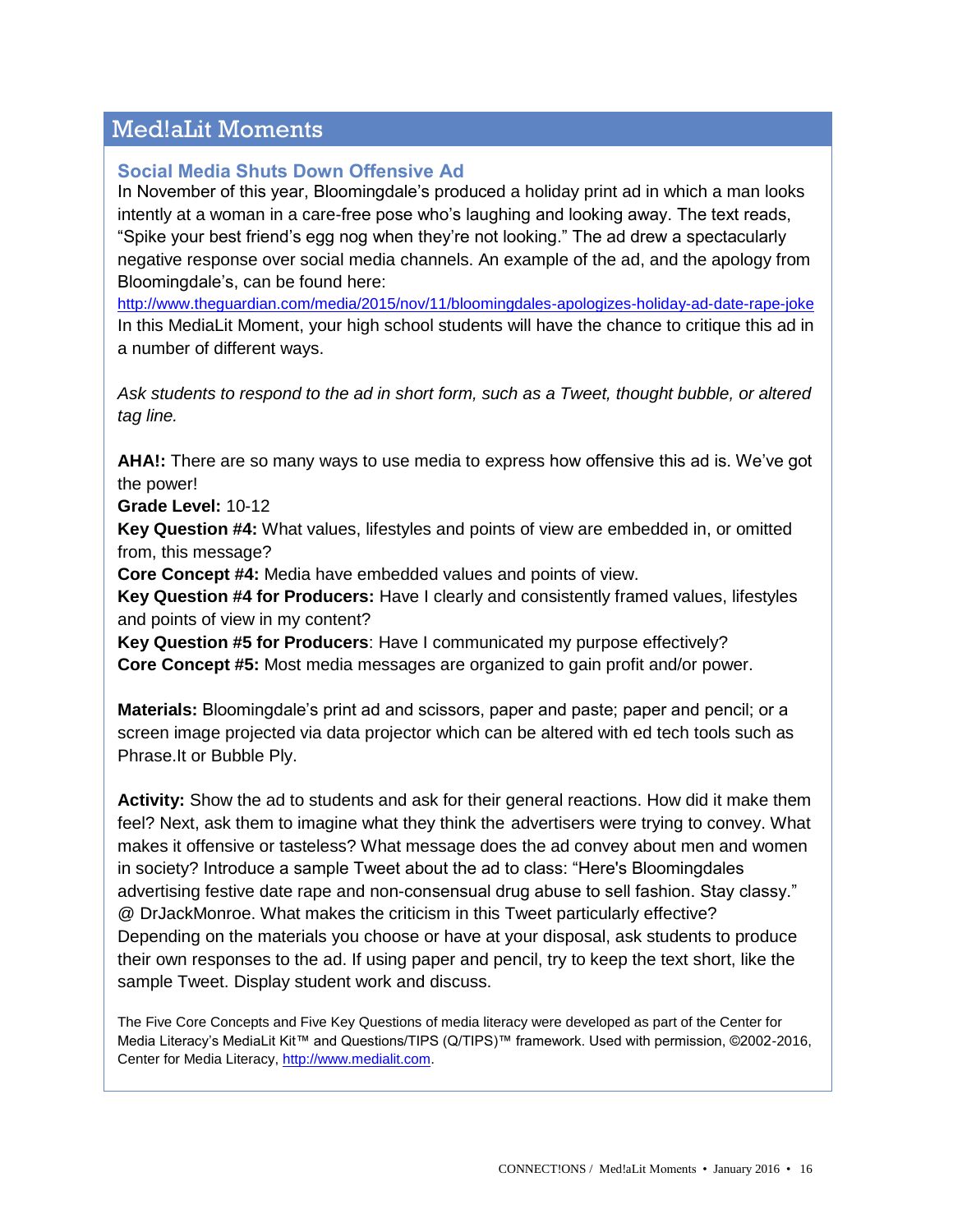## Med!aLit Moments

### Social Media Shuts Down Offensive Ad

In November of this year, Bloomingdale's produced a holiday print ad in which a man looks intently at a woman in a care-free pose who's laughing and looking away. The text reads, "Spike your best friend's egg nog when they're not looking." The ad drew a spectacularly negative response over social media channels. An example of the ad, and the apology from Bloomingdale's, can be found here:

http://www.theguardian.com/media/2015/nov/11/bloomingdales-apologizes-holiday-ad-date-rape-joke

In this MediaLit Moment, your high school students will have the chance to critique this ad in a number of different ways.

*Ask students to respond to the ad in short form, such as a Tweet, thought bubble, or altered tag line.*

**AHA!:** There are so many ways to use media to express how offensive this ad is. We've got the power!

**Grade Level:** 10-12

**Key Question #4:** What values, lifestyles and points of view are embedded in, or omitted from, this message?

**Core Concept #4:** Media have embedded values and points of view.

**Key Question #4 for Producers:** Have I clearly and consistently framed values, lifestyles and points of view in my content?

**Key Question #5 for Producers**: Have I communicated my purpose effectively?

**Core Concept #5:** Most media messages are organized to gain profit and/or power.

**Materials:** Bloomingdale's print ad and scissors, paper and paste; paper and pencil; or a screen image projected via data projector which can be altered with ed tech tools such as Phrase.It or Bubble Ply.

**Activity:** Show the ad to students and ask for their general reactions. How did it make them feel? Next, ask them to imagine what they think the advertisers were trying to convey. What makes it offensive or tasteless? What message does the ad convey about men and women in society? Introduce a sample Tweet about the ad to class: "Here's Bloomingdales advertising festive date rape and non-consensual drug abuse to sell fashion. Stay classy." @ DrJackMonroe. What makes the criticism in this Tweet particularly effective? Depending on the materials you choose or have at your disposal, ask students to produce their own responses to the ad. If using paper and pencil, try to keep the text short, like the sample Tweet. Display student work and discuss.

The Five Core Concepts and Five Key Questions of media literacy were developed as part of the Center for Media Literacy's MediaLit Kit™ and Questions/TIPS (Q/TIPS)™ framework. Used with permission, ©2002-2016, Center for Media Literacy, http://www.medialit.com.